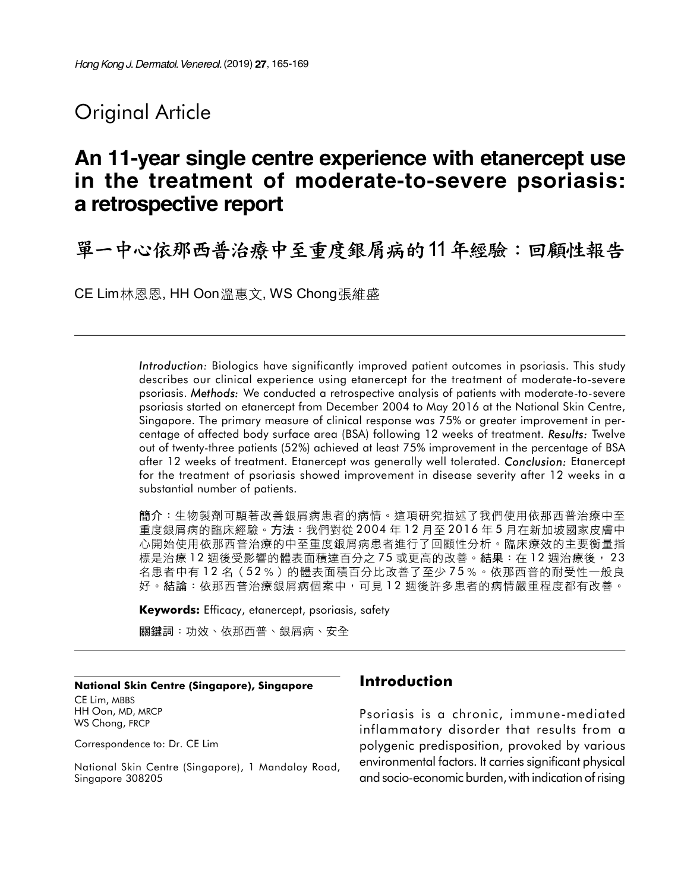# Original Article

## An 11-year single centre experience with etanercept use in the treatment of moderate-to-severe psoriasis: a retrospective report

## 單一中心依那西普治療中至重度銀屑病的11年經驗：回顧性報告

CE Lim林恩恩, HH Oon溫惠文, WS Chong張維盛

*Introduction:* Biologics have significantly improved patient outcomes in psoriasis. This study describes our clinical experience using etanercept for the treatment of moderate-to-severe psoriasis. ***Methods:*** We conducted a retrospective analysis of patients with moderate-to-severe psoriasis started on etanercept from December 2004 to May 2016 at the National Skin Centre, Singapore. The primary measure of clinical response was 75% or greater improvement in percentage of affected body surface area (BSA) following 12 weeks of treatment. ***Results:*** Twelve out of twenty-three patients (52%) achieved at least 75% improvement in the percentage of BSA after 12 weeks of treatment. Etanercept was generally well tolerated. ***Conclusion:*** Etanercept for the treatment of psoriasis showed improvement in disease severity after 12 weeks in a substantial number of patients.

**簡介**：生物製劑可顯著改善銀屑病患者的病情。這項研究描述了我們使用依那西普治療中至重度銀屑病的臨床經驗。**方法**：我們對從2004年12月至2016年5月在新加坡國家皮膚中心開始使用依那西普治療的中至重度銀屑病患者進行了回顧性分析。臨床療效的主要衡量指標是治療12週後受影響的體表面積達百分之75或更高的改善。**結果**：在12週治療後，23名患者中有12名（52%）的體表面積百分比改善了至少75%。依那西普的耐受性一般良好。**結論**：依那西普治療銀屑病個案中，可見12週後許多患者的病情嚴重程度都有改善。

**Keywords:** Efficacy, etanercept, psoriasis, safety

**關鍵詞**：功效、依那西普、銀屑病、安全

**National Skin Centre (Singapore), Singapore**

CE Lim, MBBS
HH Oon, MD, MRCP
WS Chong, FRCP

Correspondence to: Dr. CE Lim

National Skin Centre (Singapore), 1 Mandalay Road, Singapore 308205

## Introduction

Psoriasis is a chronic, immune-mediated inflammatory disorder that results from a polygenic predisposition, provoked by various environmental factors. It carries significant physical and socio-economic burden, with indication of rising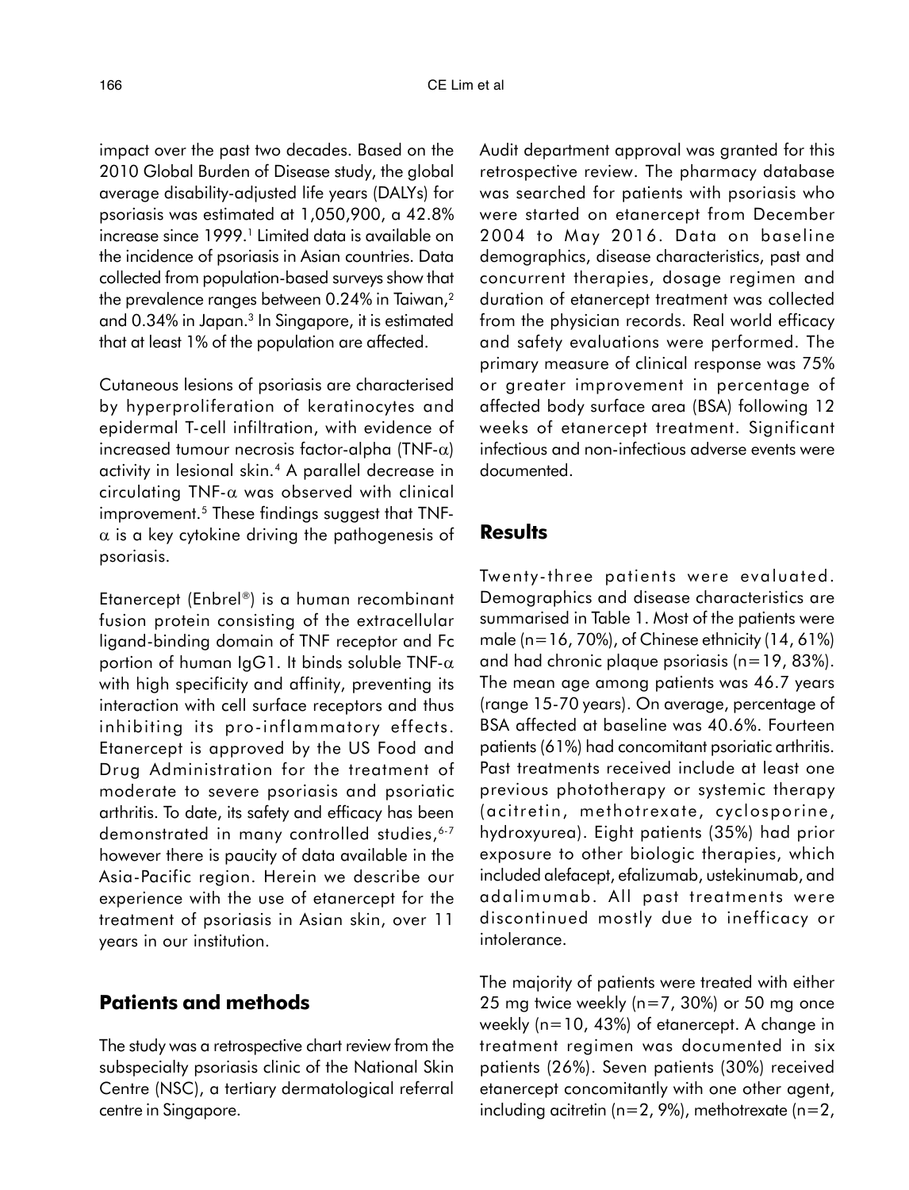impact over the past two decades. Based on the 2010 Global Burden of Disease study, the global average disability-adjusted life years (DALYs) for psoriasis was estimated at 1,050,900, a 42.8% increase since 1999.[1] Limited data is available on the incidence of psoriasis in Asian countries. Data collected from population-based surveys show that the prevalence ranges between 0.24% in Taiwan,[2] and 0.34% in Japan.[3] In Singapore, it is estimated that at least 1% of the population are affected.

Cutaneous lesions of psoriasis are characterised by hyperproliferation of keratinocytes and epidermal T-cell infiltration, with evidence of increased tumour necrosis factor-alpha (TNF-$\alpha$) activity in lesional skin.[4] A parallel decrease in circulating TNF-$\alpha$ was observed with clinical improvement.[5] These findings suggest that TNF-$\alpha$ is a key cytokine driving the pathogenesis of psoriasis.

Etanercept (Enbrel®) is a human recombinant fusion protein consisting of the extracellular ligand-binding domain of TNF receptor and Fc portion of human IgG1. It binds soluble TNF-$\alpha$ with high specificity and affinity, preventing its interaction with cell surface receptors and thus inhibiting its pro-inflammatory effects. Etanercept is approved by the US Food and Drug Administration for the treatment of moderate to severe psoriasis and psoriatic arthritis. To date, its safety and efficacy has been demonstrated in many controlled studies,[6-7] however there is paucity of data available in the Asia-Pacific region. Herein we describe our experience with the use of etanercept for the treatment of psoriasis in Asian skin, over 11 years in our institution.

## Patients and methods

The study was a retrospective chart review from the subspecialty psoriasis clinic of the National Skin Centre (NSC), a tertiary dermatological referral centre in Singapore.

Audit department approval was granted for this retrospective review. The pharmacy database was searched for patients with psoriasis who were started on etanercept from December 2004 to May 2016. Data on baseline demographics, disease characteristics, past and concurrent therapies, dosage regimen and duration of etanercept treatment was collected from the physician records. Real world efficacy and safety evaluations were performed. The primary measure of clinical response was 75% or greater improvement in percentage of affected body surface area (BSA) following 12 weeks of etanercept treatment. Significant infectious and non-infectious adverse events were documented.

## Results

Twenty-three patients were evaluated. Demographics and disease characteristics are summarised in Table 1. Most of the patients were male (n=16, 70%), of Chinese ethnicity (14, 61%) and had chronic plaque psoriasis (n=19, 83%). The mean age among patients was 46.7 years (range 15-70 years). On average, percentage of BSA affected at baseline was 40.6%. Fourteen patients (61%) had concomitant psoriatic arthritis. Past treatments received include at least one previous phototherapy or systemic therapy (acitretin, methotrexate, cyclosporine, hydroxyurea). Eight patients (35%) had prior exposure to other biologic therapies, which included alefacept, efalizumab, ustekinumab, and adalimumab. All past treatments were discontinued mostly due to inefficacy or intolerance.

The majority of patients were treated with either 25 mg twice weekly (n=7, 30%) or 50 mg once weekly (n=10, 43%) of etanercept. A change in treatment regimen was documented in six patients (26%). Seven patients (30%) received etanercept concomitantly with one other agent, including acitretin (n=2, 9%), methotrexate (n=2,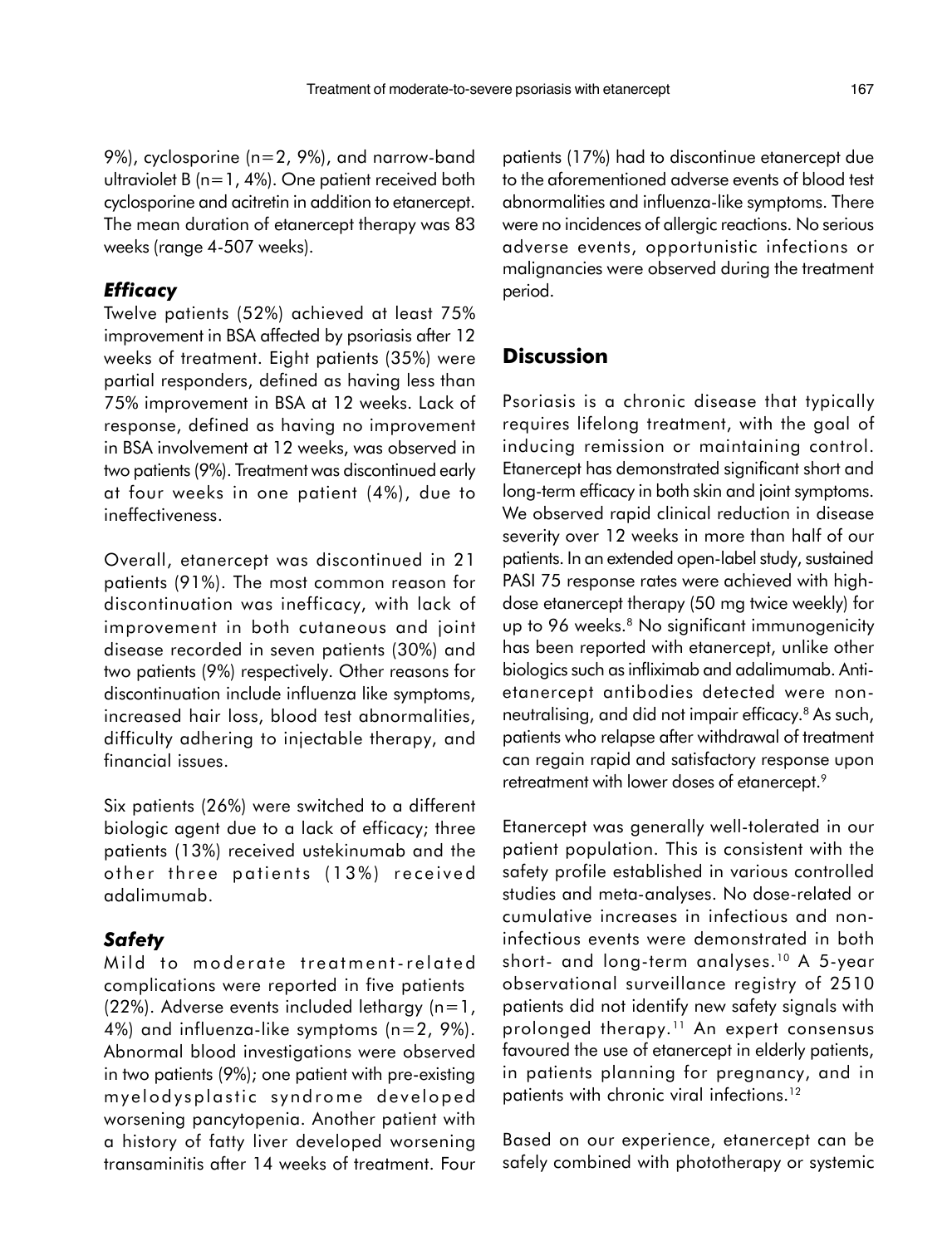9%), cyclosporine (n=2, 9%), and narrow-band ultraviolet B (n=1, 4%). One patient received both cyclosporine and acitretin in addition to etanercept. The mean duration of etanercept therapy was 83 weeks (range 4-507 weeks).

### *Efficacy*

Twelve patients (52%) achieved at least 75% improvement in BSA affected by psoriasis after 12 weeks of treatment. Eight patients (35%) were partial responders, defined as having less than 75% improvement in BSA at 12 weeks. Lack of response, defined as having no improvement in BSA involvement at 12 weeks, was observed in two patients (9%). Treatment was discontinued early at four weeks in one patient (4%), due to ineffectiveness.

Overall, etanercept was discontinued in 21 patients (91%). The most common reason for discontinuation was inefficacy, with lack of improvement in both cutaneous and joint disease recorded in seven patients (30%) and two patients (9%) respectively. Other reasons for discontinuation include influenza like symptoms, increased hair loss, blood test abnormalities, difficulty adhering to injectable therapy, and financial issues.

Six patients (26%) were switched to a different biologic agent due to a lack of efficacy; three patients (13%) received ustekinumab and the other three patients (13%) received adalimumab.

### *Safety*

Mild to moderate treatment-related complications were reported in five patients (22%). Adverse events included lethargy (n=1, 4%) and influenza-like symptoms (n=2, 9%). Abnormal blood investigations were observed in two patients (9%); one patient with pre-existing myelodysplastic syndrome developed worsening pancytopenia. Another patient with a history of fatty liver developed worsening transaminitis after 14 weeks of treatment. Four patients (17%) had to discontinue etanercept due to the aforementioned adverse events of blood test abnormalities and influenza-like symptoms. There were no incidences of allergic reactions. No serious adverse events, opportunistic infections or malignancies were observed during the treatment period.

## Discussion

Psoriasis is a chronic disease that typically requires lifelong treatment, with the goal of inducing remission or maintaining control. Etanercept has demonstrated significant short and long-term efficacy in both skin and joint symptoms. We observed rapid clinical reduction in disease severity over 12 weeks in more than half of our patients. In an extended open-label study, sustained PASI 75 response rates were achieved with high-dose etanercept therapy (50 mg twice weekly) for up to 96 weeks.[8] No significant immunogenicity has been reported with etanercept, unlike other biologics such as infliximab and adalimumab. Anti-etanercept antibodies detected were non-neutralising, and did not impair efficacy.[8] As such, patients who relapse after withdrawal of treatment can regain rapid and satisfactory response upon retreatment with lower doses of etanercept.[9]

Etanercept was generally well-tolerated in our patient population. This is consistent with the safety profile established in various controlled studies and meta-analyses. No dose-related or cumulative increases in infectious and non-infectious events were demonstrated in both short- and long-term analyses.[10] A 5-year observational surveillance registry of 2510 patients did not identify new safety signals with prolonged therapy.[11] An expert consensus favoured the use of etanercept in elderly patients, in patients planning for pregnancy, and in patients with chronic viral infections.[12]

Based on our experience, etanercept can be safely combined with phototherapy or systemic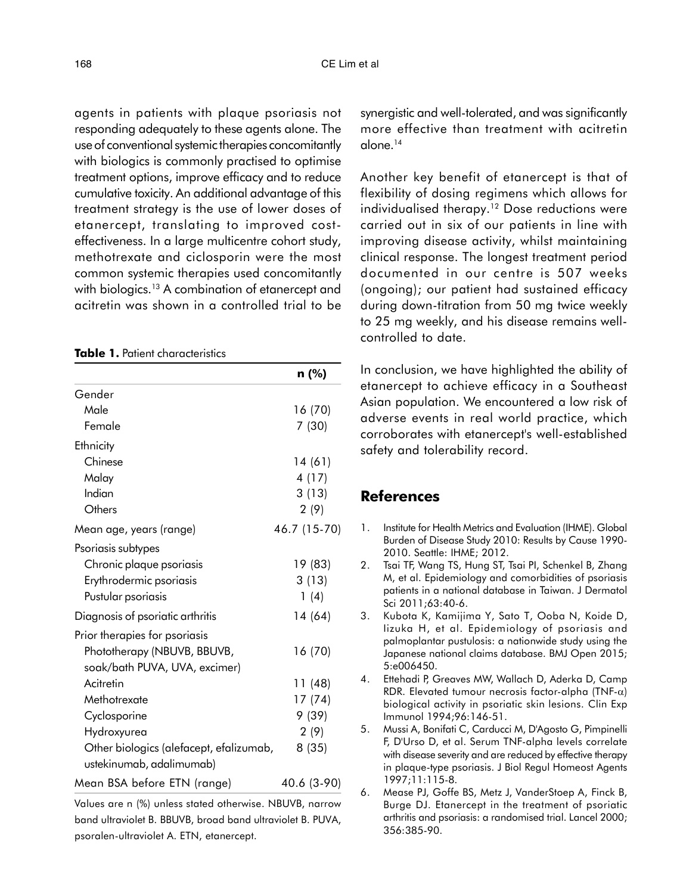agents in patients with plaque psoriasis not responding adequately to these agents alone. The use of conventional systemic therapies concomitantly with biologics is commonly practised to optimise treatment options, improve efficacy and to reduce cumulative toxicity. An additional advantage of this treatment strategy is the use of lower doses of etanercept, translating to improved cost-effectiveness. In a large multicentre cohort study, methotrexate and ciclosporin were the most common systemic therapies used concomitantly with biologics.[13] A combination of etanercept and acitretin was shown in a controlled trial to be synergistic and well-tolerated, and was significantly more effective than treatment with acitretin alone.[14]

**Table 1.** Patient characteristics

| | n (%) |
|---|---|
| Gender | |
| Male | 16 (70) |
| Female | 7 (30) |
| Ethnicity | |
| Chinese | 14 (61) |
| Malay | 4 (17) |
| Indian | 3 (13) |
| Others | 2 (9) |
| Mean age, years (range) | 46.7 (15-70) |
| Psoriasis subtypes | |
| Chronic plaque psoriasis | 19 (83) |
| Erythrodermic psoriasis | 3 (13) |
| Pustular psoriasis | 1 (4) |
| Diagnosis of psoriatic arthritis | 14 (64) |
| Prior therapies for psoriasis | |
| Phototherapy (NBUVB, BBUVB, soak/bath PUVA, UVA, excimer) | 16 (70) |
| Acitretin | 11 (48) |
| Methotrexate | 17 (74) |
| Cyclosporine | 9 (39) |
| Hydroxyurea | 2 (9) |
| Other biologics (alefacept, efalizumab, ustekinumab, adalimumab) | 8 (35) |
| Mean BSA before ETN (range) | 40.6 (3-90) |

Values are n (%) unless stated otherwise. NBUVB, narrow band ultraviolet B. BBUVB, broad band ultraviolet B. PUVA, psoralen-ultraviolet A. ETN, etanercept.

Another key benefit of etanercept is that of flexibility of dosing regimens which allows for individualised therapy.[12] Dose reductions were carried out in six of our patients in line with improving disease activity, whilst maintaining clinical response. The longest treatment period documented in our centre is 507 weeks (ongoing); our patient had sustained efficacy during down-titration from 50 mg twice weekly to 25 mg weekly, and his disease remains well-controlled to date.

In conclusion, we have highlighted the ability of etanercept to achieve efficacy in a Southeast Asian population. We encountered a low risk of adverse events in real world practice, which corroborates with etanercept's well-established safety and tolerability record.

## References

1. Institute for Health Metrics and Evaluation (IHME). Global Burden of Disease Study 2010: Results by Cause 1990-2010. Seattle: IHME; 2012.
2. Tsai TF, Wang TS, Hung ST, Tsai PI, Schenkel B, Zhang M, et al. Epidemiology and comorbidities of psoriasis patients in a national database in Taiwan. J Dermatol Sci 2011;63:40-6.
3. Kubota K, Kamijima Y, Sato T, Ooba N, Koide D, Iizuka H, et al. Epidemiology of psoriasis and palmoplantar pustulosis: a nationwide study using the Japanese national claims database. BMJ Open 2015; 5:e006450.
4. Ettehadi P, Greaves MW, Wallach D, Aderka D, Camp RDR. Elevated tumour necrosis factor-alpha (TNF-$\alpha$) biological activity in psoriatic skin lesions. Clin Exp Immunol 1994;96:146-51.
5. Mussi A, Bonifati C, Carducci M, D'Agosto G, Pimpinelli F, D'Urso D, et al. Serum TNF-alpha levels correlate with disease severity and are reduced by effective therapy in plaque-type psoriasis. J Biol Regul Homeost Agents 1997;11:115-8.
6. Mease PJ, Goffe BS, Metz J, VanderStoep A, Finck B, Burge DJ. Etanercept in the treatment of psoriatic arthritis and psoriasis: a randomised trial. Lancel 2000; 356:385-90.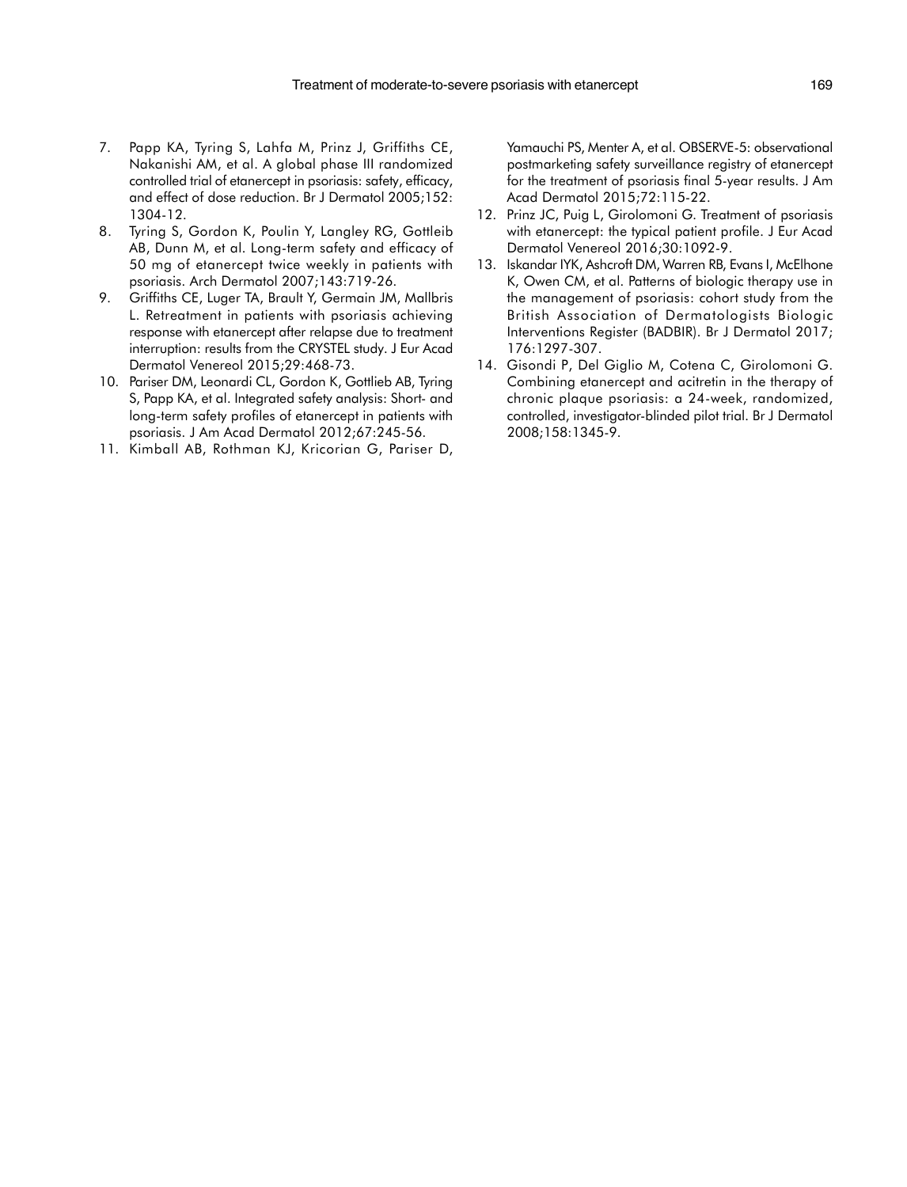7. Papp KA, Tyring S, Lahfa M, Prinz J, Griffiths CE, Nakanishi AM, et al. A global phase III randomized controlled trial of etanercept in psoriasis: safety, efficacy, and effect of dose reduction. Br J Dermatol 2005;152: 1304-12.
8. Tyring S, Gordon K, Poulin Y, Langley RG, Gottlieb AB, Dunn M, et al. Long-term safety and efficacy of 50 mg of etanercept twice weekly in patients with psoriasis. Arch Dermatol 2007;143:719-26.
9. Griffiths CE, Luger TA, Brault Y, Germain JM, Mallbris L. Retreatment in patients with psoriasis achieving response with etanercept after relapse due to treatment interruption: results from the CRYSTEL study. J Eur Acad Dermatol Venereol 2015;29:468-73.
10. Pariser DM, Leonardi CL, Gordon K, Gottlieb AB, Tyring S, Papp KA, et al. Integrated safety analysis: Short- and long-term safety profiles of etanercept in patients with psoriasis. J Am Acad Dermatol 2012;67:245-56.
11. Kimball AB, Rothman KJ, Kricorian G, Pariser D, Yamauchi PS, Menter A, et al. OBSERVE-5: observational postmarketing safety surveillance registry of etanercept for the treatment of psoriasis final 5-year results. J Am Acad Dermatol 2015;72:115-22.
12. Prinz JC, Puig L, Girolomoni G. Treatment of psoriasis with etanercept: the typical patient profile. J Eur Acad Dermatol Venereol 2016;30:1092-9.
13. Iskandar IYK, Ashcroft DM, Warren RB, Evans I, McElhone K, Owen CM, et al. Patterns of biologic therapy use in the management of psoriasis: cohort study from the British Association of Dermatologists Biologic Interventions Register (BADBIR). Br J Dermatol 2017; 176:1297-307.
14. Gisondi P, Del Giglio M, Cotena C, Girolomoni G. Combining etanercept and acitretin in the therapy of chronic plaque psoriasis: a 24-week, randomized, controlled, investigator-blinded pilot trial. Br J Dermatol 2008;158:1345-9.